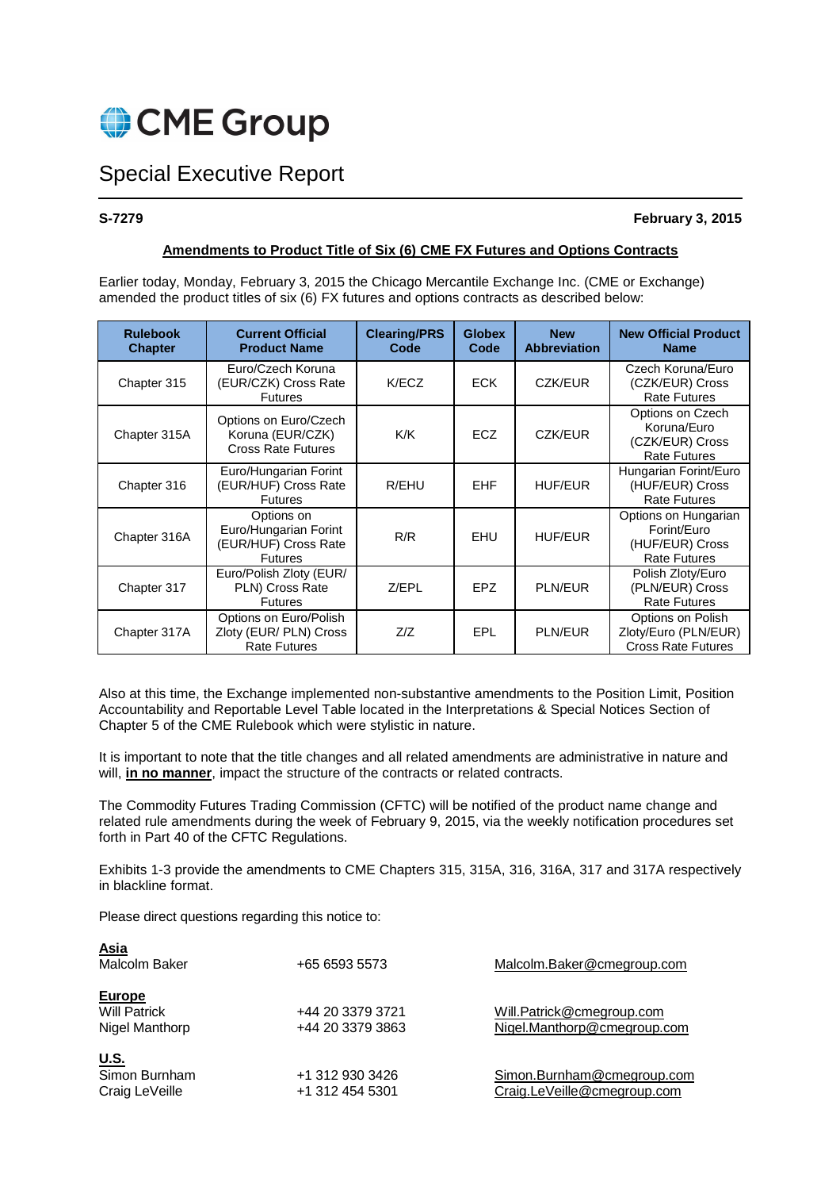# CME Group

## Special Executive Report

**S-7279** **February 3, 2015**

**Amendments to Product Title of Six (6) CME FX Futures and Options Contracts**

Earlier today, Monday, February 3, 2015 the Chicago Mercantile Exchange Inc. (CME or Exchange) amended the product titles of six (6) FX futures and options contracts as described below:

| Rulebook Chapter | Current Official Product Name | Clearing/PRS Code | Globex Code | New Abbreviation | New Official Product Name |
|---|---|---|---|---|---|
| Chapter 315 | Euro/Czech Koruna (EUR/CZK) Cross Rate Futures | K/ECZ | ECK | CZK/EUR | Czech Koruna/Euro (CZK/EUR) Cross Rate Futures |
| Chapter 315A | Options on Euro/Czech Koruna (EUR/CZK) Cross Rate Futures | K/K | ECZ | CZK/EUR | Options on Czech Koruna/Euro (CZK/EUR) Cross Rate Futures |
| Chapter 316 | Euro/Hungarian Forint (EUR/HUF) Cross Rate Futures | R/EHU | EHF | HUF/EUR | Hungarian Forint/Euro (HUF/EUR) Cross Rate Futures |
| Chapter 316A | Options on Euro/Hungarian Forint (EUR/HUF) Cross Rate Futures | R/R | EHU | HUF/EUR | Options on Hungarian Forint/Euro (HUF/EUR) Cross Rate Futures |
| Chapter 317 | Euro/Polish Zloty (EUR/ PLN) Cross Rate Futures | Z/EPL | EPZ | PLN/EUR | Polish Zloty/Euro (PLN/EUR) Cross Rate Futures |
| Chapter 317A | Options on Euro/Polish Zloty (EUR/ PLN) Cross Rate Futures | Z/Z | EPL | PLN/EUR | Options on Polish Zloty/Euro (PLN/EUR) Cross Rate Futures |

Also at this time, the Exchange implemented non-substantive amendments to the Position Limit, Position Accountability and Reportable Level Table located in the Interpretations & Special Notices Section of Chapter 5 of the CME Rulebook which were stylistic in nature.

It is important to note that the title changes and all related amendments are administrative in nature and will, **in no manner**, impact the structure of the contracts or related contracts.

The Commodity Futures Trading Commission (CFTC) will be notified of the product name change and related rule amendments during the week of February 9, 2015, via the weekly notification procedures set forth in Part 40 of the CFTC Regulations.

Exhibits 1-3 provide the amendments to CME Chapters 315, 315A, 316, 316A, 317 and 317A respectively in blackline format.

Please direct questions regarding this notice to:

**Asia**

| | | |
|---|---|---|
| Malcolm Baker | +65 6593 5573 | Malcolm.Baker@cmegroup.com |

**Europe**

| | | |
|---|---|---|
| Will Patrick | +44 20 3379 3721 | Will.Patrick@cmegroup.com |
| Nigel Manthorp | +44 20 3379 3863 | Nigel.Manthorp@cmegroup.com |

**U.S.**

| | | |
|---|---|---|
| Simon Burnham | +1 312 930 3426 | Simon.Burnham@cmegroup.com |
| Craig LeVeille | +1 312 454 5301 | Craig.LeVeille@cmegroup.com |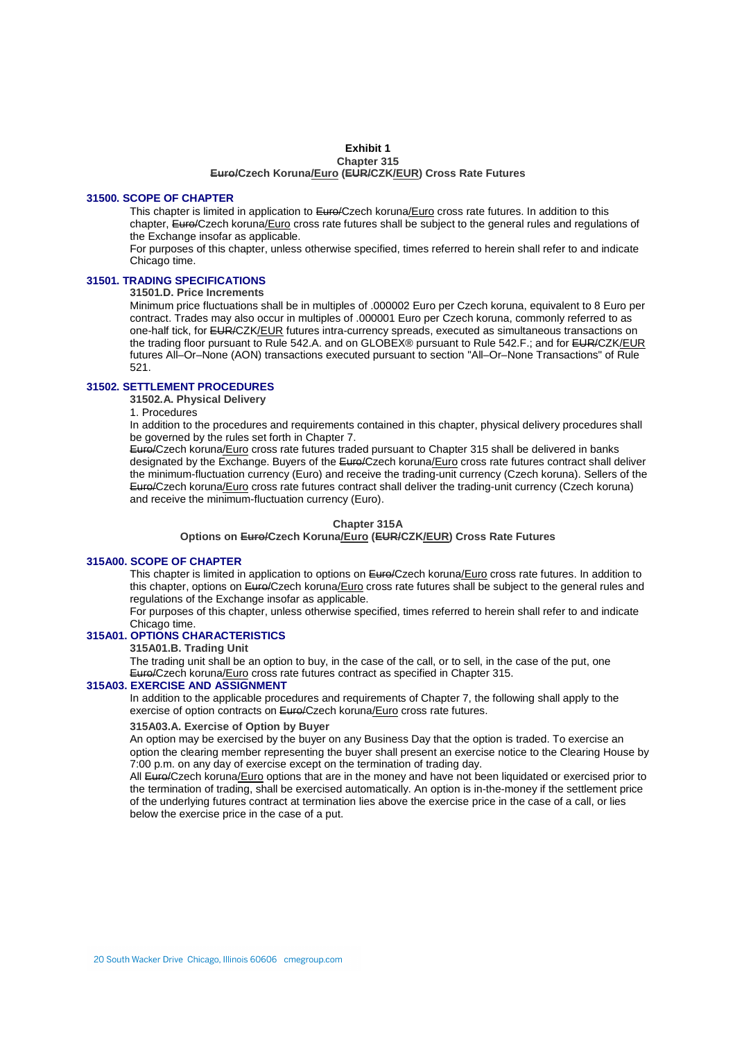**Exhibit 1**

**Chapter 315**

**~~Euro/~~Czech Koruna<u>/Euro</u> (~~EUR/~~CZK<u>/EUR</u>) Cross Rate Futures**

## 31500. SCOPE OF CHAPTER

This chapter is limited in application to ~~Euro/~~Czech koruna<u>/Euro</u> cross rate futures. In addition to this chapter, ~~Euro/~~Czech koruna<u>/Euro</u> cross rate futures shall be subject to the general rules and regulations of the Exchange insofar as applicable.

For purposes of this chapter, unless otherwise specified, times referred to herein shall refer to and indicate Chicago time.

## 31501. TRADING SPECIFICATIONS

### 31501.D. Price Increments

Minimum price fluctuations shall be in multiples of .000002 Euro per Czech koruna, equivalent to 8 Euro per contract. Trades may also occur in multiples of .000001 Euro per Czech koruna, commonly referred to as one-half tick, for ~~EUR/~~CZK<u>/EUR</u> futures intra-currency spreads, executed as simultaneous transactions on the trading floor pursuant to Rule 542.A. and on GLOBEX® pursuant to Rule 542.F.; and for ~~EUR/~~CZK<u>/EUR</u> futures All–Or–None (AON) transactions executed pursuant to section "All–Or–None Transactions" of Rule 521.

## 31502. SETTLEMENT PROCEDURES

### 31502.A. Physical Delivery

1. Procedures

In addition to the procedures and requirements contained in this chapter, physical delivery procedures shall be governed by the rules set forth in Chapter 7.

~~Euro/~~Czech koruna<u>/Euro</u> cross rate futures traded pursuant to Chapter 315 shall be delivered in banks designated by the Exchange. Buyers of the ~~Euro/~~Czech koruna<u>/Euro</u> cross rate futures contract shall deliver the minimum-fluctuation currency (Euro) and receive the trading-unit currency (Czech koruna). Sellers of the ~~Euro/~~Czech koruna<u>/Euro</u> cross rate futures contract shall deliver the trading-unit currency (Czech koruna) and receive the minimum-fluctuation currency (Euro).

**Chapter 315A**

**Options on ~~Euro/~~Czech Koruna<u>/Euro</u> (~~EUR/~~CZK<u>/EUR</u>) Cross Rate Futures**

## 315A00. SCOPE OF CHAPTER

This chapter is limited in application to options on ~~Euro/~~Czech koruna<u>/Euro</u> cross rate futures. In addition to this chapter, options on ~~Euro/~~Czech koruna<u>/Euro</u> cross rate futures shall be subject to the general rules and regulations of the Exchange insofar as applicable.

For purposes of this chapter, unless otherwise specified, times referred to herein shall refer to and indicate Chicago time.

## 315A01. OPTIONS CHARACTERISTICS

### 315A01.B. Trading Unit

The trading unit shall be an option to buy, in the case of the call, or to sell, in the case of the put, one ~~Euro/~~Czech koruna<u>/Euro</u> cross rate futures contract as specified in Chapter 315.

## 315A03. EXERCISE AND ASSIGNMENT

In addition to the applicable procedures and requirements of Chapter 7, the following shall apply to the exercise of option contracts on ~~Euro/~~Czech koruna<u>/Euro</u> cross rate futures.

### 315A03.A. Exercise of Option by Buyer

An option may be exercised by the buyer on any Business Day that the option is traded. To exercise an option the clearing member representing the buyer shall present an exercise notice to the Clearing House by 7:00 p.m. on any day of exercise except on the termination of trading day.

All ~~Euro/~~Czech koruna<u>/Euro</u> options that are in the money and have not been liquidated or exercised prior to the termination of trading, shall be exercised automatically. An option is in-the-money if the settlement price of the underlying futures contract at termination lies above the exercise price in the case of a call, or lies below the exercise price in the case of a put.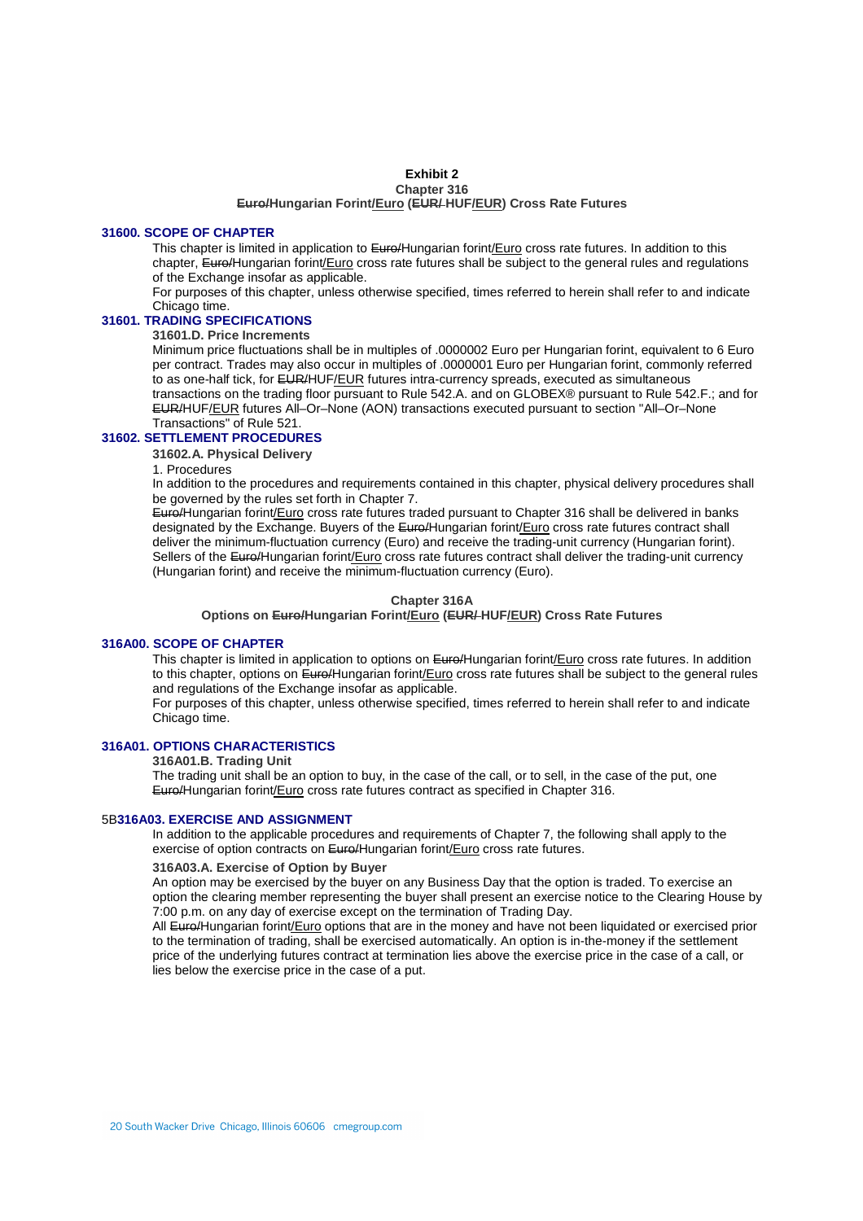**Exhibit 2**

**Chapter 316**

**~~Euro/~~Hungarian Forint<u>/Euro</u> (~~EUR/~~ HUF<u>/EUR</u>) Cross Rate Futures**

## 31600. SCOPE OF CHAPTER

This chapter is limited in application to ~~Euro/~~Hungarian forint<u>/Euro</u> cross rate futures. In addition to this chapter, ~~Euro/~~Hungarian forint<u>/Euro</u> cross rate futures shall be subject to the general rules and regulations of the Exchange insofar as applicable.

For purposes of this chapter, unless otherwise specified, times referred to herein shall refer to and indicate Chicago time.

## 31601. TRADING SPECIFICATIONS

### 31601.D. Price Increments

Minimum price fluctuations shall be in multiples of .0000002 Euro per Hungarian forint, equivalent to 6 Euro per contract. Trades may also occur in multiples of .0000001 Euro per Hungarian forint, commonly referred to as one-half tick, for ~~EUR/~~HUF<u>/EUR</u> futures intra-currency spreads, executed as simultaneous transactions on the trading floor pursuant to Rule 542.A. and on GLOBEX® pursuant to Rule 542.F.; and for ~~EUR/~~HUF<u>/EUR</u> futures All–Or–None (AON) transactions executed pursuant to section "All–Or–None Transactions" of Rule 521.

## 31602. SETTLEMENT PROCEDURES

### 31602.A. Physical Delivery

1. Procedures

In addition to the procedures and requirements contained in this chapter, physical delivery procedures shall be governed by the rules set forth in Chapter 7.

~~Euro/~~Hungarian forint<u>/Euro</u> cross rate futures traded pursuant to Chapter 316 shall be delivered in banks designated by the Exchange. Buyers of the ~~Euro/~~Hungarian forint<u>/Euro</u> cross rate futures contract shall deliver the minimum-fluctuation currency (Euro) and receive the trading-unit currency (Hungarian forint). Sellers of the ~~Euro/~~Hungarian forint<u>/Euro</u> cross rate futures contract shall deliver the trading-unit currency (Hungarian forint) and receive the minimum-fluctuation currency (Euro).

**Chapter 316A**

**Options on ~~Euro/~~Hungarian Forint<u>/Euro</u> (~~EUR/~~ HUF<u>/EUR</u>) Cross Rate Futures**

## 316A00. SCOPE OF CHAPTER

This chapter is limited in application to options on ~~Euro/~~Hungarian forint<u>/Euro</u> cross rate futures. In addition to this chapter, options on ~~Euro/~~Hungarian forint<u>/Euro</u> cross rate futures shall be subject to the general rules and regulations of the Exchange insofar as applicable.

For purposes of this chapter, unless otherwise specified, times referred to herein shall refer to and indicate Chicago time.

## 316A01. OPTIONS CHARACTERISTICS

### 316A01.B. Trading Unit

The trading unit shall be an option to buy, in the case of the call, or to sell, in the case of the put, one ~~Euro/~~Hungarian forint<u>/Euro</u> cross rate futures contract as specified in Chapter 316.

## 5B316A03. EXERCISE AND ASSIGNMENT

In addition to the applicable procedures and requirements of Chapter 7, the following shall apply to the exercise of option contracts on ~~Euro/~~Hungarian forint<u>/Euro</u> cross rate futures.

### 316A03.A. Exercise of Option by Buyer

An option may be exercised by the buyer on any Business Day that the option is traded. To exercise an option the clearing member representing the buyer shall present an exercise notice to the Clearing House by 7:00 p.m. on any day of exercise except on the termination of Trading Day.

All ~~Euro/~~Hungarian forint<u>/Euro</u> options that are in the money and have not been liquidated or exercised prior to the termination of trading, shall be exercised automatically. An option is in-the-money if the settlement price of the underlying futures contract at termination lies above the exercise price in the case of a call, or lies below the exercise price in the case of a put.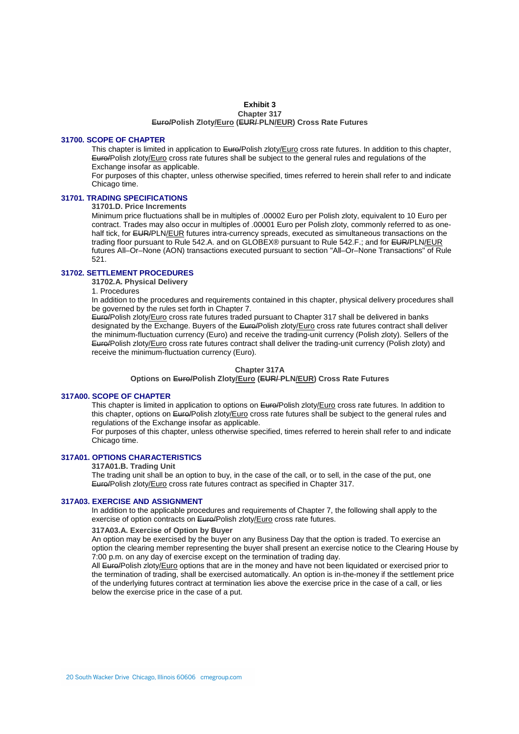**Exhibit 3**

**Chapter 317**

**~~Euro/~~Polish Zloty<u>/Euro</u> (~~EUR/~~ PLN<u>/EUR</u>) Cross Rate Futures**

### 31700. SCOPE OF CHAPTER

This chapter is limited in application to ~~Euro/~~Polish zloty<u>/Euro</u> cross rate futures. In addition to this chapter, ~~Euro/~~Polish zloty<u>/Euro</u> cross rate futures shall be subject to the general rules and regulations of the Exchange insofar as applicable.

For purposes of this chapter, unless otherwise specified, times referred to herein shall refer to and indicate Chicago time.

### 31701. TRADING SPECIFICATIONS

**31701.D. Price Increments**

Minimum price fluctuations shall be in multiples of .00002 Euro per Polish zloty, equivalent to 10 Euro per contract. Trades may also occur in multiples of .00001 Euro per Polish zloty, commonly referred to as one-half tick, for ~~EUR/~~PLN<u>/EUR</u> futures intra-currency spreads, executed as simultaneous transactions on the trading floor pursuant to Rule 542.A. and on GLOBEX® pursuant to Rule 542.F.; and for ~~EUR/~~PLN<u>/EUR</u> futures All–Or–None (AON) transactions executed pursuant to section "All–Or–None Transactions" of Rule 521.

### 31702. SETTLEMENT PROCEDURES

**31702.A. Physical Delivery**

1. Procedures

In addition to the procedures and requirements contained in this chapter, physical delivery procedures shall be governed by the rules set forth in Chapter 7.

~~Euro/~~Polish zloty<u>/Euro</u> cross rate futures traded pursuant to Chapter 317 shall be delivered in banks designated by the Exchange. Buyers of the ~~Euro/~~Polish zloty<u>/Euro</u> cross rate futures contract shall deliver the minimum-fluctuation currency (Euro) and receive the trading-unit currency (Polish zloty). Sellers of the ~~Euro/~~Polish zloty<u>/Euro</u> cross rate futures contract shall deliver the trading-unit currency (Polish zloty) and receive the minimum-fluctuation currency (Euro).

**Chapter 317A**

**Options on ~~Euro/~~Polish Zloty<u>/Euro</u> (~~EUR/~~ PLN<u>/EUR</u>) Cross Rate Futures**

### 317A00. SCOPE OF CHAPTER

This chapter is limited in application to options on ~~Euro/~~Polish zloty<u>/Euro</u> cross rate futures. In addition to this chapter, options on ~~Euro/~~Polish zloty<u>/Euro</u> cross rate futures shall be subject to the general rules and regulations of the Exchange insofar as applicable.

For purposes of this chapter, unless otherwise specified, times referred to herein shall refer to and indicate Chicago time.

### 317A01. OPTIONS CHARACTERISTICS

**317A01.B. Trading Unit**

The trading unit shall be an option to buy, in the case of the call, or to sell, in the case of the put, one ~~Euro/~~Polish zloty<u>/Euro</u> cross rate futures contract as specified in Chapter 317.

### 317A03. EXERCISE AND ASSIGNMENT

In addition to the applicable procedures and requirements of Chapter 7, the following shall apply to the exercise of option contracts on ~~Euro/~~Polish zloty<u>/Euro</u> cross rate futures.

**317A03.A. Exercise of Option by Buyer**

An option may be exercised by the buyer on any Business Day that the option is traded. To exercise an option the clearing member representing the buyer shall present an exercise notice to the Clearing House by 7:00 p.m. on any day of exercise except on the termination of trading day.

All ~~Euro/~~Polish zloty<u>/Euro</u> options that are in the money and have not been liquidated or exercised prior to the termination of trading, shall be exercised automatically. An option is in-the-money if the settlement price of the underlying futures contract at termination lies above the exercise price in the case of a call, or lies below the exercise price in the case of a put.